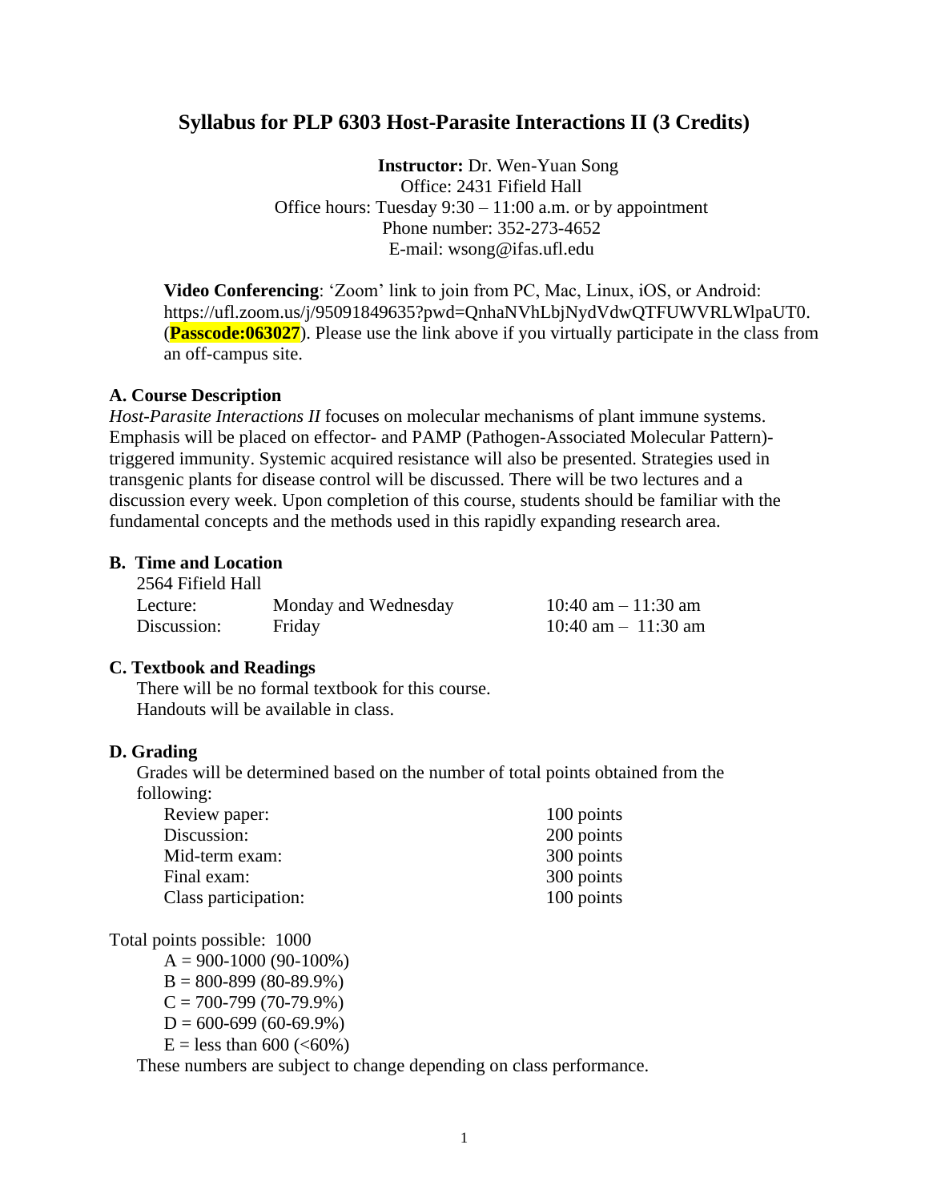# Syllabus for PLP 6303 Host-Parasite Interactions II (3 Credits)

**Instructor:** Dr. Wen-Yuan Song
Office: 2431 Fifield Hall
Office hours: Tuesday 9:30 – 11:00 a.m. or by appointment
Phone number: 352-273-4652
E-mail: wsong@ifas.ufl.edu

**Video Conferencing**: 'Zoom' link to join from PC, Mac, Linux, iOS, or Android: https://ufl.zoom.us/j/95091849635?pwd=QnhaNVhLbjNydVdwQTFUWVRLWlpaUT0. (**Passcode:063027**). Please use the link above if you virtually participate in the class from an off-campus site.

## A. Course Description

*Host-Parasite Interactions II* focuses on molecular mechanisms of plant immune systems. Emphasis will be placed on effector- and PAMP (Pathogen-Associated Molecular Pattern)-triggered immunity. Systemic acquired resistance will also be presented. Strategies used in transgenic plants for disease control will be discussed. There will be two lectures and a discussion every week. Upon completion of this course, students should be familiar with the fundamental concepts and the methods used in this rapidly expanding research area.

## B. Time and Location

2564 Fifield Hall

| | | |
|---|---|---|
| Lecture: | Monday and Wednesday | 10:40 am – 11:30 am |
| Discussion: | Friday | 10:40 am – 11:30 am |

## C. Textbook and Readings

There will be no formal textbook for this course.
Handouts will be available in class.

## D. Grading

Grades will be determined based on the number of total points obtained from the following:

| | |
|---|---|
| Review paper: | 100 points |
| Discussion: | 200 points |
| Mid-term exam: | 300 points |
| Final exam: | 300 points |
| Class participation: | 100 points |

Total points possible: 1000

- A = 900-1000 (90-100%)
- B = 800-899 (80-89.9%)
- C = 700-799 (70-79.9%)
- D = 600-699 (60-69.9%)
- E = less than 600 (<60%)

These numbers are subject to change depending on class performance.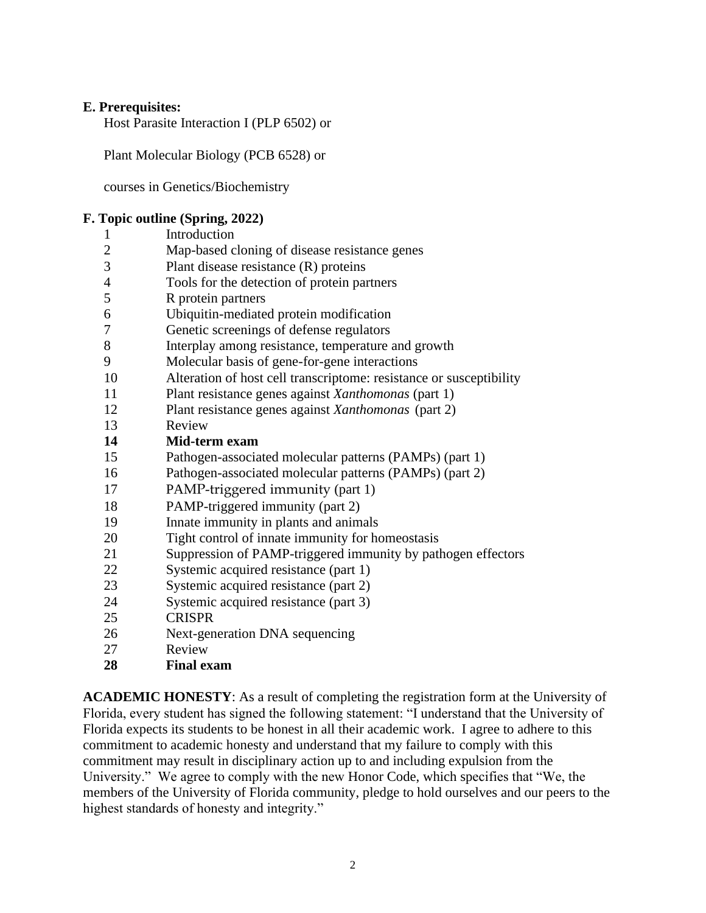**E. Prerequisites:**

Host Parasite Interaction I (PLP 6502) or

Plant Molecular Biology (PCB 6528) or

courses in Genetics/Biochemistry

**F. Topic outline (Spring, 2022)**

| | |
|---|---|
| 1 | Introduction |
| 2 | Map-based cloning of disease resistance genes |
| 3 | Plant disease resistance (R) proteins |
| 4 | Tools for the detection of protein partners |
| 5 | R protein partners |
| 6 | Ubiquitin-mediated protein modification |
| 7 | Genetic screenings of defense regulators |
| 8 | Interplay among resistance, temperature and growth |
| 9 | Molecular basis of gene-for-gene interactions |
| 10 | Alteration of host cell transcriptome: resistance or susceptibility |
| 11 | Plant resistance genes against *Xanthomonas* (part 1) |
| 12 | Plant resistance genes against *Xanthomonas* (part 2) |
| 13 | Review |
| **14** | **Mid-term exam** |
| 15 | Pathogen-associated molecular patterns (PAMPs) (part 1) |
| 16 | Pathogen-associated molecular patterns (PAMPs) (part 2) |
| 17 | PAMP-triggered immunity (part 1) |
| 18 | PAMP-triggered immunity (part 2) |
| 19 | Innate immunity in plants and animals |
| 20 | Tight control of innate immunity for homeostasis |
| 21 | Suppression of PAMP-triggered immunity by pathogen effectors |
| 22 | Systemic acquired resistance (part 1) |
| 23 | Systemic acquired resistance (part 2) |
| 24 | Systemic acquired resistance (part 3) |
| 25 | CRISPR |
| 26 | Next-generation DNA sequencing |
| 27 | Review |
| **28** | **Final exam** |

**ACADEMIC HONESTY**: As a result of completing the registration form at the University of Florida, every student has signed the following statement: "I understand that the University of Florida expects its students to be honest in all their academic work. I agree to adhere to this commitment to academic honesty and understand that my failure to comply with this commitment may result in disciplinary action up to and including expulsion from the University." We agree to comply with the new Honor Code, which specifies that "We, the members of the University of Florida community, pledge to hold ourselves and our peers to the highest standards of honesty and integrity."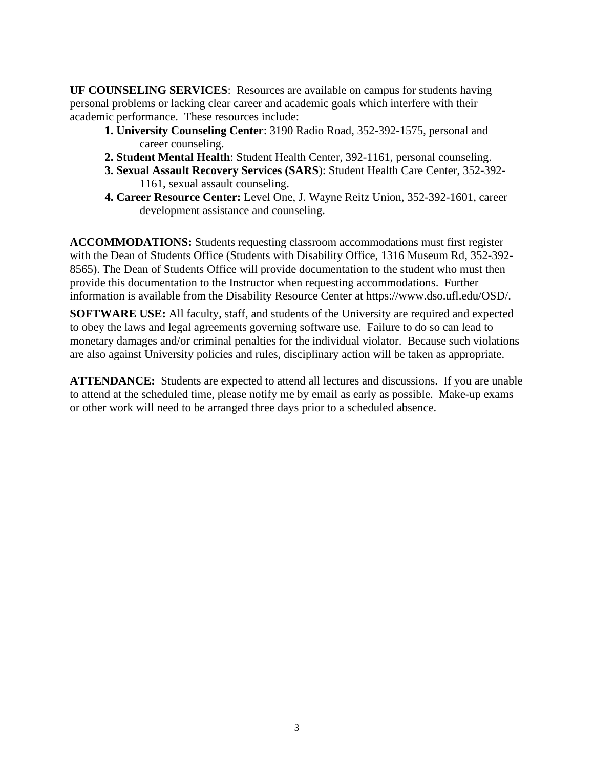**UF COUNSELING SERVICES**: Resources are available on campus for students having personal problems or lacking clear career and academic goals which interfere with their academic performance. These resources include:

1. **University Counseling Center**: 3190 Radio Road, 352-392-1575, personal and career counseling.
2. **Student Mental Health**: Student Health Center, 392-1161, personal counseling.
3. **Sexual Assault Recovery Services (SARS**): Student Health Care Center, 352-392-1161, sexual assault counseling.
4. **Career Resource Center:** Level One, J. Wayne Reitz Union, 352-392-1601, career development assistance and counseling.

**ACCOMMODATIONS:** Students requesting classroom accommodations must first register with the Dean of Students Office (Students with Disability Office, 1316 Museum Rd, 352-392-8565). The Dean of Students Office will provide documentation to the student who must then provide this documentation to the Instructor when requesting accommodations. Further information is available from the Disability Resource Center at https://www.dso.ufl.edu/OSD/.

**SOFTWARE USE:** All faculty, staff, and students of the University are required and expected to obey the laws and legal agreements governing software use. Failure to do so can lead to monetary damages and/or criminal penalties for the individual violator. Because such violations are also against University policies and rules, disciplinary action will be taken as appropriate.

**ATTENDANCE:** Students are expected to attend all lectures and discussions. If you are unable to attend at the scheduled time, please notify me by email as early as possible. Make-up exams or other work will need to be arranged three days prior to a scheduled absence.